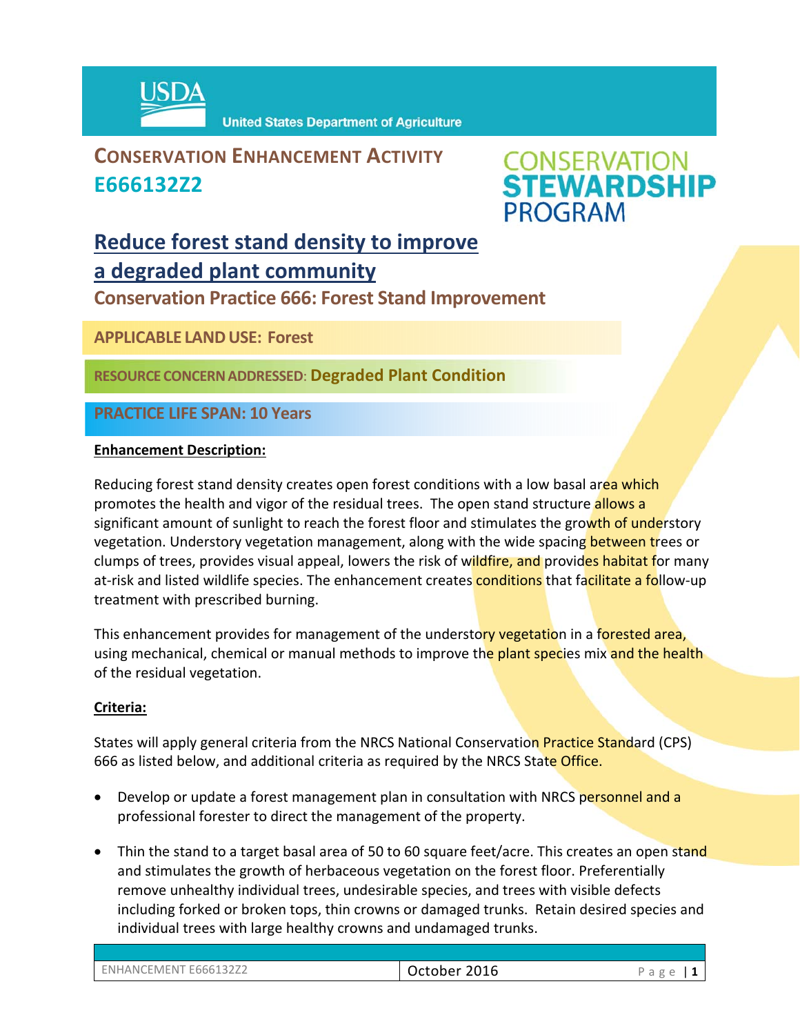United States Department of Agriculture

# CONSERVATION ENHANCEMENT ACTIVITY E666132Z2

CONSERVATION STEWARDSHIP PROGRAM

## Reduce forest stand density to improve a degraded plant community

### Conservation Practice 666: Forest Stand Improvement

**APPLICABLE LAND USE: Forest**

**RESOURCE CONCERN ADDRESSED: Degraded Plant Condition**

**PRACTICE LIFE SPAN: 10 Years**

**Enhancement Description:**

Reducing forest stand density creates open forest conditions with a low basal area which promotes the health and vigor of the residual trees. The open stand structure allows a significant amount of sunlight to reach the forest floor and stimulates the growth of understory vegetation. Understory vegetation management, along with the wide spacing between trees or clumps of trees, provides visual appeal, lowers the risk of wildfire, and provides habitat for many at-risk and listed wildlife species. The enhancement creates conditions that facilitate a follow-up treatment with prescribed burning.

This enhancement provides for management of the understory vegetation in a forested area, using mechanical, chemical or manual methods to improve the plant species mix and the health of the residual vegetation.

**Criteria:**

States will apply general criteria from the NRCS National Conservation Practice Standard (CPS) 666 as listed below, and additional criteria as required by the NRCS State Office.

- Develop or update a forest management plan in consultation with NRCS personnel and a professional forester to direct the management of the property.
- Thin the stand to a target basal area of 50 to 60 square feet/acre. This creates an open stand and stimulates the growth of herbaceous vegetation on the forest floor. Preferentially remove unhealthy individual trees, undesirable species, and trees with visible defects including forked or broken tops, thin crowns or damaged trunks. Retain desired species and individual trees with large healthy crowns and undamaged trunks.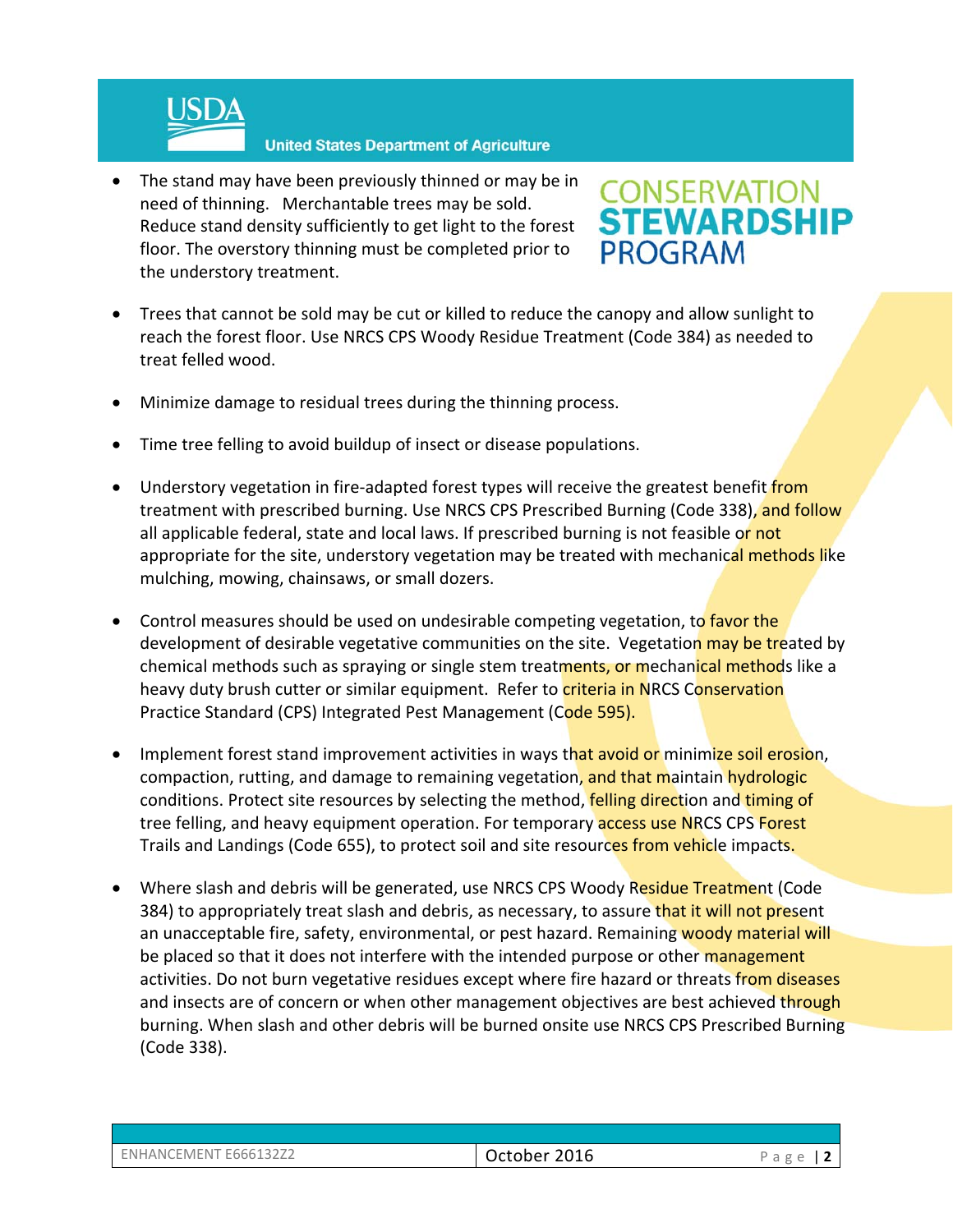- The stand may have been previously thinned or may be in need of thinning. Merchantable trees may be sold. Reduce stand density sufficiently to get light to the forest floor. The overstory thinning must be completed prior to the understory treatment.

- Trees that cannot be sold may be cut or killed to reduce the canopy and allow sunlight to reach the forest floor. Use NRCS CPS Woody Residue Treatment (Code 384) as needed to treat felled wood.

- Minimize damage to residual trees during the thinning process.

- Time tree felling to avoid buildup of insect or disease populations.

- Understory vegetation in fire-adapted forest types will receive the greatest benefit from treatment with prescribed burning. Use NRCS CPS Prescribed Burning (Code 338), and follow all applicable federal, state and local laws. If prescribed burning is not feasible or not appropriate for the site, understory vegetation may be treated with mechanical methods like mulching, mowing, chainsaws, or small dozers.

- Control measures should be used on undesirable competing vegetation, to favor the development of desirable vegetative communities on the site. Vegetation may be treated by chemical methods such as spraying or single stem treatments, or mechanical methods like a heavy duty brush cutter or similar equipment. Refer to criteria in NRCS Conservation Practice Standard (CPS) Integrated Pest Management (Code 595).

- Implement forest stand improvement activities in ways that avoid or minimize soil erosion, compaction, rutting, and damage to remaining vegetation, and that maintain hydrologic conditions. Protect site resources by selecting the method, felling direction and timing of tree felling, and heavy equipment operation. For temporary access use NRCS CPS Forest Trails and Landings (Code 655), to protect soil and site resources from vehicle impacts.

- Where slash and debris will be generated, use NRCS CPS Woody Residue Treatment (Code 384) to appropriately treat slash and debris, as necessary, to assure that it will not present an unacceptable fire, safety, environmental, or pest hazard. Remaining woody material will be placed so that it does not interfere with the intended purpose or other management activities. Do not burn vegetative residues except where fire hazard or threats from diseases and insects are of concern or when other management objectives are best achieved through burning. When slash and other debris will be burned onsite use NRCS CPS Prescribed Burning (Code 338).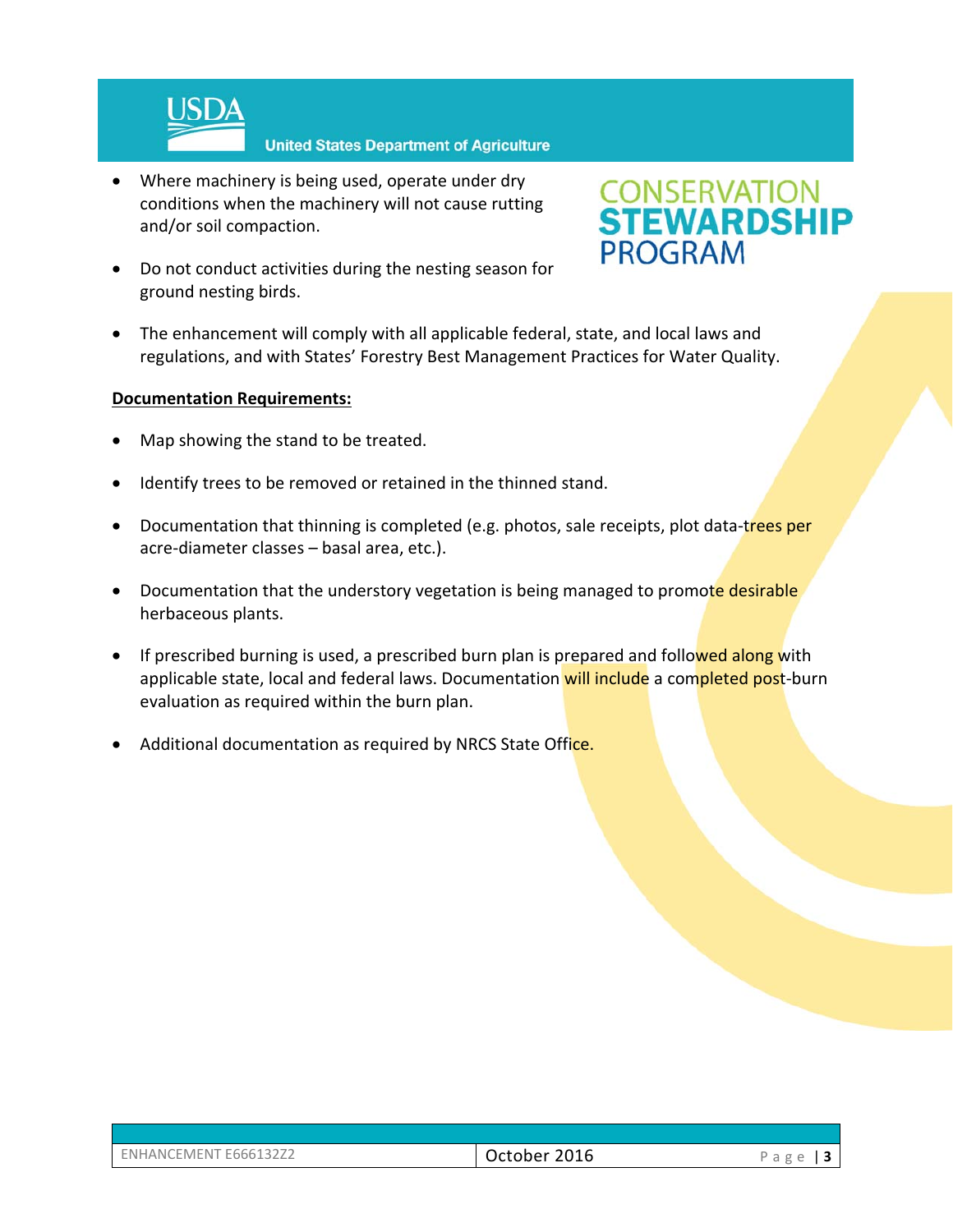- Where machinery is being used, operate under dry conditions when the machinery will not cause rutting and/or soil compaction.

- Do not conduct activities during the nesting season for ground nesting birds.

- The enhancement will comply with all applicable federal, state, and local laws and regulations, and with States' Forestry Best Management Practices for Water Quality.

**Documentation Requirements:**

- Map showing the stand to be treated.

- Identify trees to be removed or retained in the thinned stand.

- Documentation that thinning is completed (e.g. photos, sale receipts, plot data-trees per acre-diameter classes – basal area, etc.).

- Documentation that the understory vegetation is being managed to promote desirable herbaceous plants.

- If prescribed burning is used, a prescribed burn plan is prepared and followed along with applicable state, local and federal laws. Documentation will include a completed post-burn evaluation as required within the burn plan.

- Additional documentation as required by NRCS State Office.